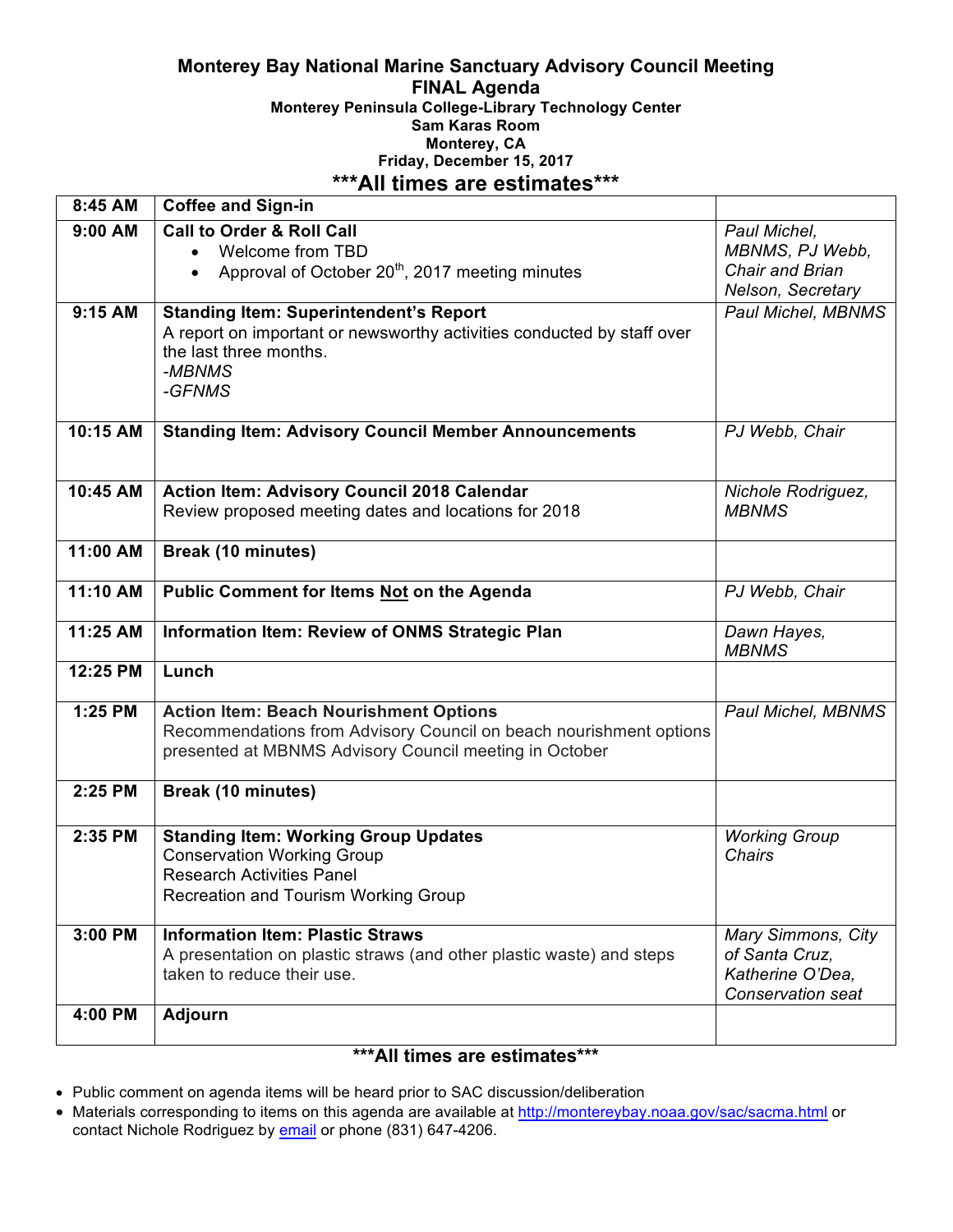# Monterey Bay National Marine Sanctuary Advisory Council Meeting

## FINAL Agenda

**Monterey Peninsula College-Library Technology Center**
**Sam Karas Room**
**Monterey, CA**
**Friday, December 15, 2017**

### \*\*\*All times are estimates\*\*\*

| | | |
|---|---|---|
| **8:45 AM** | **Coffee and Sign-in** | |
| **9:00 AM** | **Call to Order & Roll Call**<br>• Welcome from TBD<br>• Approval of October 20th, 2017 meeting minutes | *Paul Michel, MBNMS, PJ Webb, Chair and Brian Nelson, Secretary* |
| **9:15 AM** | **Standing Item: Superintendent's Report**<br>A report on important or newsworthy activities conducted by staff over the last three months.<br>*-MBNMS*<br>*-GFNMS* | *Paul Michel, MBNMS* |
| **10:15 AM** | **Standing Item: Advisory Council Member Announcements** | *PJ Webb, Chair* |
| **10:45 AM** | **Action Item: Advisory Council 2018 Calendar**<br>Review proposed meeting dates and locations for 2018 | *Nichole Rodriguez, MBNMS* |
| **11:00 AM** | **Break (10 minutes)** | |
| **11:10 AM** | **Public Comment for Items <u>Not</u> on the Agenda** | *PJ Webb, Chair* |
| **11:25 AM** | **Information Item: Review of ONMS Strategic Plan** | *Dawn Hayes, MBNMS* |
| **12:25 PM** | **Lunch** | |
| **1:25 PM** | **Action Item: Beach Nourishment Options**<br>Recommendations from Advisory Council on beach nourishment options presented at MBNMS Advisory Council meeting in October | *Paul Michel, MBNMS* |
| **2:25 PM** | **Break (10 minutes)** | |
| **2:35 PM** | **Standing Item: Working Group Updates**<br>Conservation Working Group<br>Research Activities Panel<br>Recreation and Tourism Working Group | *Working Group Chairs* |
| **3:00 PM** | **Information Item: Plastic Straws**<br>A presentation on plastic straws (and other plastic waste) and steps taken to reduce their use. | *Mary Simmons, City of Santa Cruz, Katherine O'Dea, Conservation seat* |
| **4:00 PM** | **Adjourn** | |

### \*\*\*All times are estimates\*\*\*

- Public comment on agenda items will be heard prior to SAC discussion/deliberation
- Materials corresponding to items on this agenda are available at http://montereybay.noaa.gov/sac/sacma.html or contact Nichole Rodriguez by email or phone (831) 647-4206.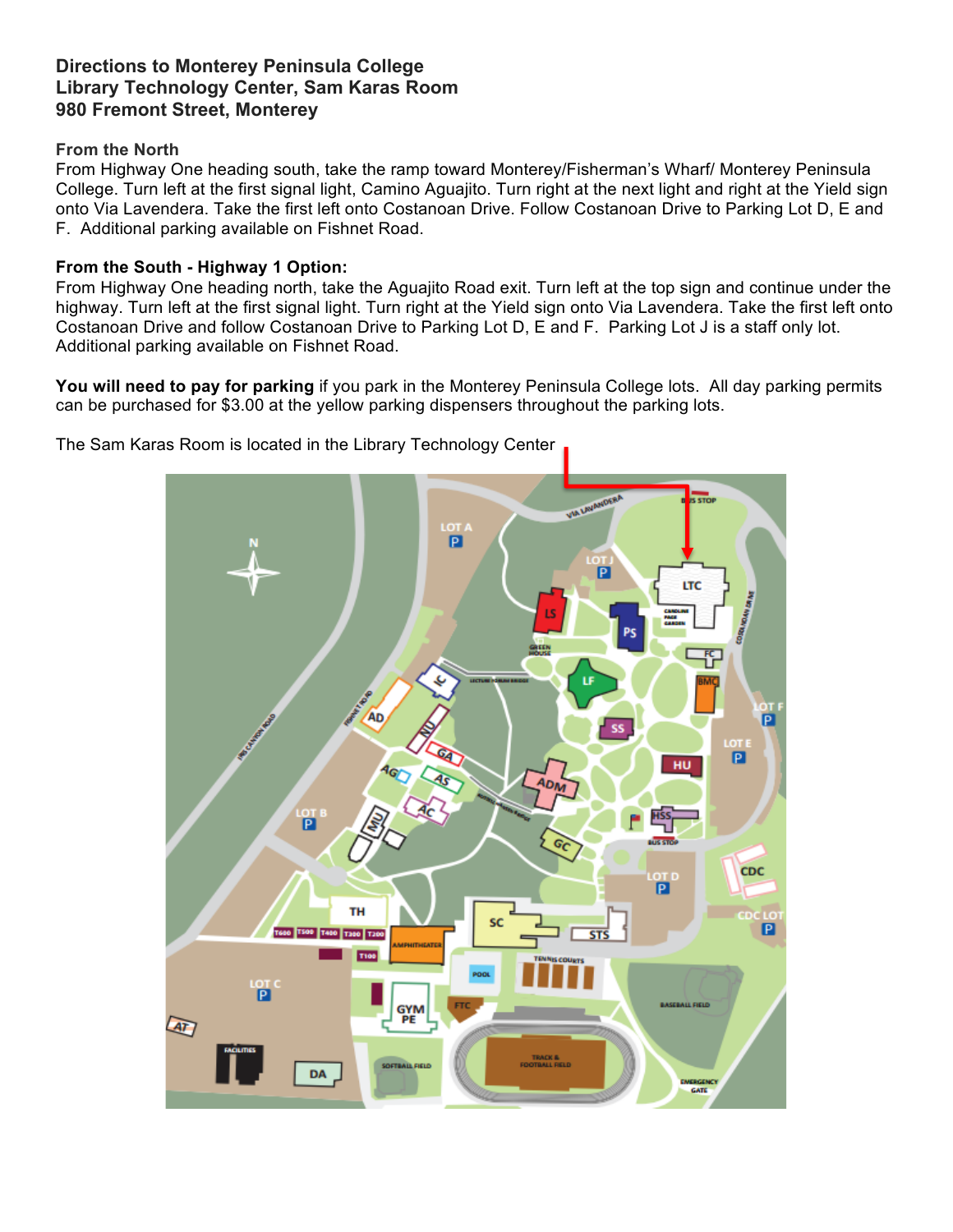**Directions to Monterey Peninsula College**
**Library Technology Center, Sam Karas Room**
**980 Fremont Street, Monterey**

**From the North**

From Highway One heading south, take the ramp toward Monterey/Fisherman's Wharf/ Monterey Peninsula College. Turn left at the first signal light, Camino Aguajito. Turn right at the next light and right at the Yield sign onto Via Lavendera. Take the first left onto Costanoan Drive. Follow Costanoan Drive to Parking Lot D, E and F. Additional parking available on Fishnet Road.

**From the South - Highway 1 Option:**

From Highway One heading north, take the Aguajito Road exit. Turn left at the top sign and continue under the highway. Turn left at the first signal light. Turn right at the Yield sign onto Via Lavendera. Take the first left onto Costanoan Drive and follow Costanoan Drive to Parking Lot D, E and F. Parking Lot J is a staff only lot. Additional parking available on Fishnet Road.

**You will need to pay for parking** if you park in the Monterey Peninsula College lots. All day parking permits can be purchased for $3.00 at the yellow parking dispensers throughout the parking lots.

The Sam Karas Room is located in the Library Technology Center